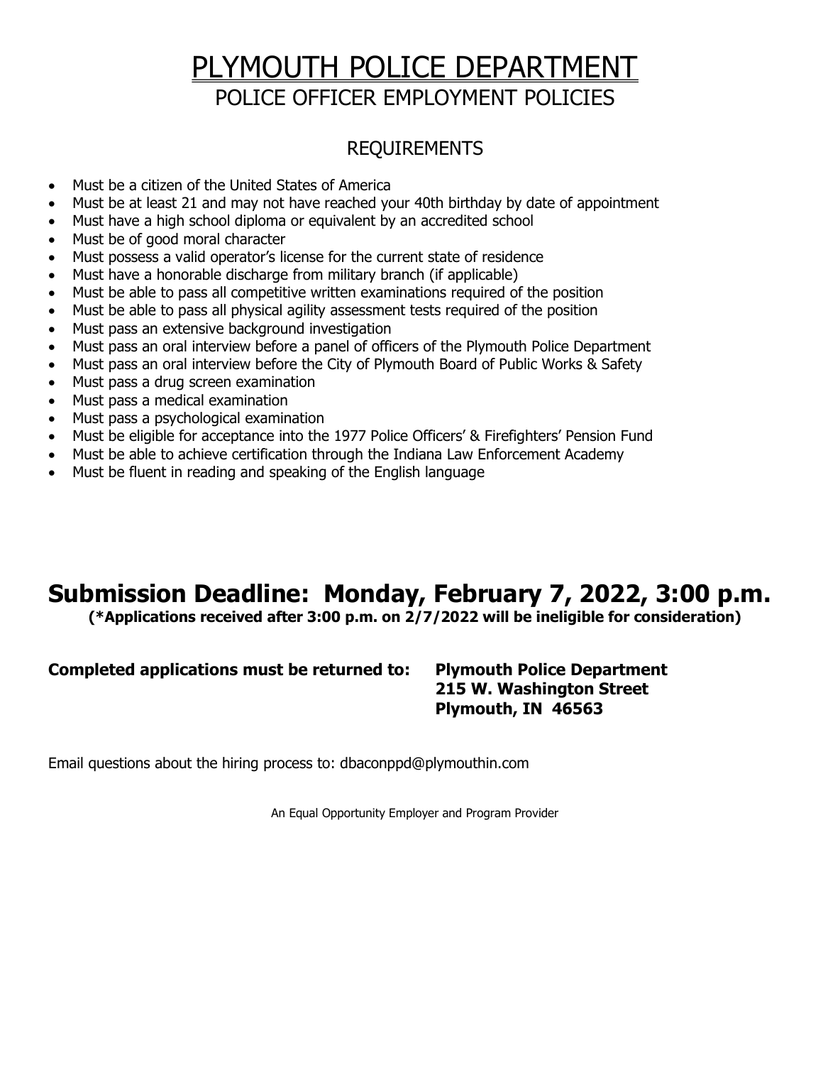# PLYMOUTH POLICE DEPARTMENT

## POLICE OFFICER EMPLOYMENT POLICIES

### REQUIREMENTS

- Must be a citizen of the United States of America
- Must be at least 21 and may not have reached your 40th birthday by date of appointment
- Must have a high school diploma or equivalent by an accredited school
- Must be of good moral character
- Must possess a valid operator's license for the current state of residence
- Must have a honorable discharge from military branch (if applicable)
- Must be able to pass all competitive written examinations required of the position
- Must be able to pass all physical agility assessment tests required of the position
- Must pass an extensive background investigation
- Must pass an oral interview before a panel of officers of the Plymouth Police Department
- Must pass an oral interview before the City of Plymouth Board of Public Works & Safety
- Must pass a drug screen examination
- Must pass a medical examination
- Must pass a psychological examination
- Must be eligible for acceptance into the 1977 Police Officers' & Firefighters' Pension Fund
- Must be able to achieve certification through the Indiana Law Enforcement Academy
- Must be fluent in reading and speaking of the English language

# Submission Deadline: Monday, February 7, 2022, 3:00 p.m.

**(*Applications received after 3:00 p.m. on 2/7/2022 will be ineligible for consideration)**

**Completed applications must be returned to:** **Plymouth Police Department**
**215 W. Washington Street**
**Plymouth, IN 46563**

Email questions about the hiring process to: dbaconppd@plymouthin.com

An Equal Opportunity Employer and Program Provider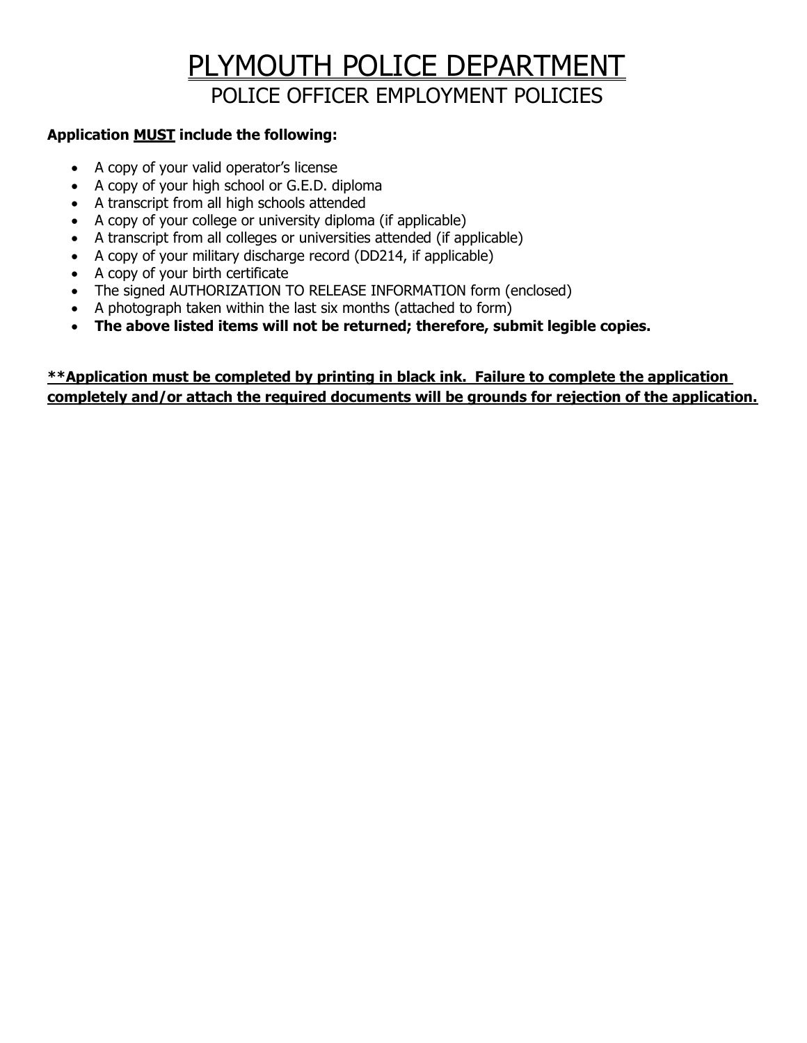# PLYMOUTH POLICE DEPARTMENT

## POLICE OFFICER EMPLOYMENT POLICIES

**Application MUST include the following:**

- A copy of your valid operator's license
- A copy of your high school or G.E.D. diploma
- A transcript from all high schools attended
- A copy of your college or university diploma (if applicable)
- A transcript from all colleges or universities attended (if applicable)
- A copy of your military discharge record (DD214, if applicable)
- A copy of your birth certificate
- The signed AUTHORIZATION TO RELEASE INFORMATION form (enclosed)
- A photograph taken within the last six months (attached to form)
- **The above listed items will not be returned; therefore, submit legible copies.**

**\*\*Application must be completed by printing in black ink. Failure to complete the application completely and/or attach the required documents will be grounds for rejection of the application.**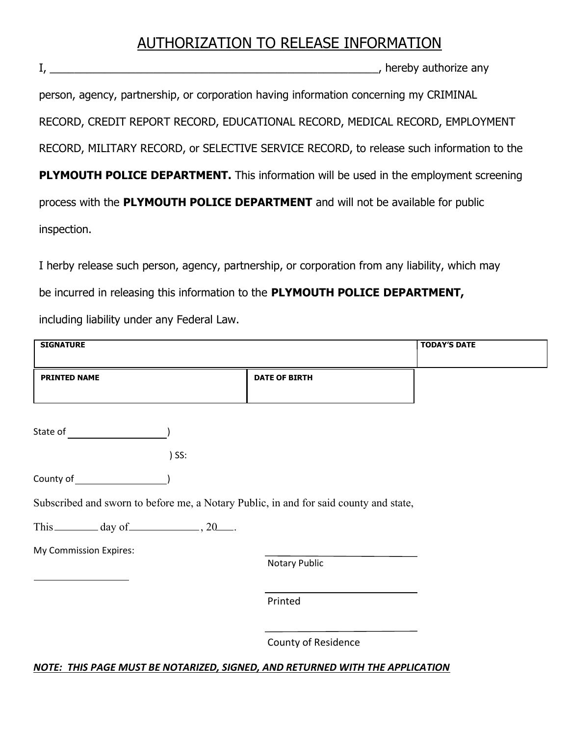# AUTHORIZATION TO RELEASE INFORMATION

I, ______________________________________________________, hereby authorize any person, agency, partnership, or corporation having information concerning my CRIMINAL RECORD, CREDIT REPORT RECORD, EDUCATIONAL RECORD, MEDICAL RECORD, EMPLOYMENT RECORD, MILITARY RECORD, or SELECTIVE SERVICE RECORD, to release such information to the **PLYMOUTH POLICE DEPARTMENT.** This information will be used in the employment screening process with the **PLYMOUTH POLICE DEPARTMENT** and will not be available for public inspection.

I herby release such person, agency, partnership, or corporation from any liability, which may be incurred in releasing this information to the **PLYMOUTH POLICE DEPARTMENT,** including liability under any Federal Law.

| **SIGNATURE** | | **TODAY'S DATE** |
|---|---|---|
| | | |
| **PRINTED NAME** | **DATE OF BIRTH** | |
| | | |

State of __________________)

) SS:

County of __________________)

Subscribed and sworn to before me, a Notary Public, in and for said county and state,

This ________ day of ____________, 20___.

My Commission Expires:

__________________

__________________________
Notary Public

__________________________
Printed

__________________________
County of Residence

***NOTE: THIS PAGE MUST BE NOTARIZED, SIGNED, AND RETURNED WITH THE APPLICATION***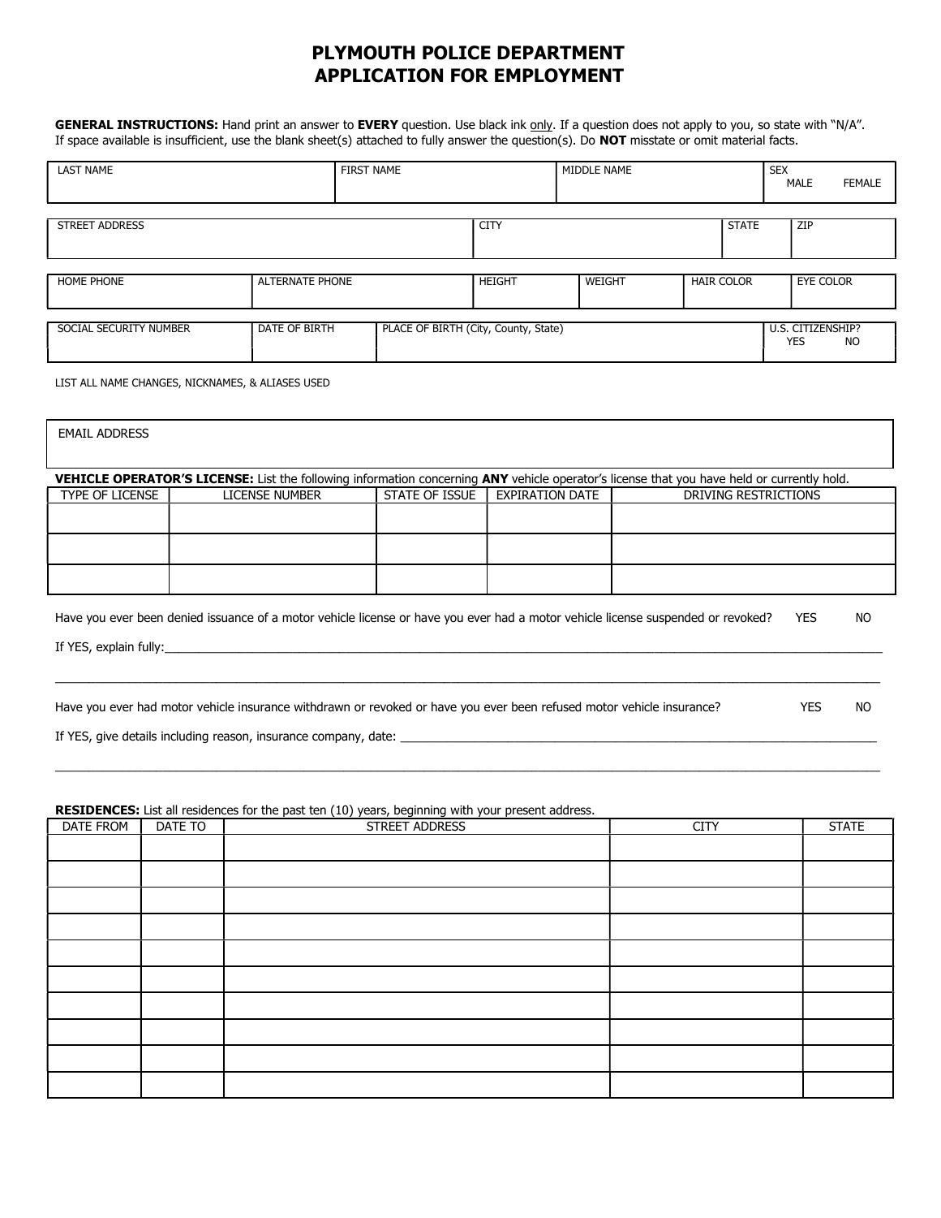# PLYMOUTH POLICE DEPARTMENT
# APPLICATION FOR EMPLOYMENT

**GENERAL INSTRUCTIONS:** Hand print an answer to **EVERY** question. Use black ink only. If a question does not apply to you, so state with "N/A". If space available is insufficient, use the blank sheet(s) attached to fully answer the question(s). Do **NOT** misstate or omit material facts.

| LAST NAME | FIRST NAME | MIDDLE NAME | SEX MALE FEMALE |
|---|---|---|---|
| | | | |

| STREET ADDRESS | CITY | STATE | ZIP |
|---|---|---|---|
| | | | |

| HOME PHONE | ALTERNATE PHONE | HEIGHT | WEIGHT | HAIR COLOR | EYE COLOR |
|---|---|---|---|---|---|
| | | | | | |

| SOCIAL SECURITY NUMBER | DATE OF BIRTH | PLACE OF BIRTH (City, County, State) | U.S. CITIZENSHIP? YES NO |
|---|---|---|---|
| | | | |

LIST ALL NAME CHANGES, NICKNAMES, & ALIASES USED

| EMAIL ADDRESS |
|---|
| |

**VEHICLE OPERATOR'S LICENSE:** List the following information concerning **ANY** vehicle operator's license that you have held or currently hold.

| TYPE OF LICENSE | LICENSE NUMBER | STATE OF ISSUE | EXPIRATION DATE | DRIVING RESTRICTIONS |
|---|---|---|---|---|
| | | | | |
| | | | | |
| | | | | |

Have you ever been denied issuance of a motor vehicle license or have you ever had a motor vehicle license suspended or revoked? YES NO

If YES, explain fully:\_\_\_\_\_\_\_\_\_\_\_\_\_\_\_\_\_\_\_\_\_\_\_\_\_\_\_\_\_\_\_\_\_\_\_\_\_\_\_\_\_\_\_\_\_\_\_\_\_\_\_\_\_\_\_\_\_\_\_\_

\_\_\_\_\_\_\_\_\_\_\_\_\_\_\_\_\_\_\_\_\_\_\_\_\_\_\_\_\_\_\_\_\_\_\_\_\_\_\_\_\_\_\_\_\_\_\_\_\_\_\_\_\_\_\_\_\_\_\_\_\_\_\_\_\_\_\_\_\_\_\_\_\_\_\_\_

Have you ever had motor vehicle insurance withdrawn or revoked or have you ever been refused motor vehicle insurance? YES NO

If YES, give details including reason, insurance company, date: \_\_\_\_\_\_\_\_\_\_\_\_\_\_\_\_\_\_\_\_\_\_\_\_\_\_\_\_\_\_\_\_\_\_\_\_\_\_\_\_\_\_\_\_

\_\_\_\_\_\_\_\_\_\_\_\_\_\_\_\_\_\_\_\_\_\_\_\_\_\_\_\_\_\_\_\_\_\_\_\_\_\_\_\_\_\_\_\_\_\_\_\_\_\_\_\_\_\_\_\_\_\_\_\_\_\_\_\_\_\_\_\_\_\_\_\_\_\_\_\_

**RESIDENCES:** List all residences for the past ten (10) years, beginning with your present address.

| DATE FROM | DATE TO | STREET ADDRESS | CITY | STATE |
|---|---|---|---|---|
| | | | | |
| | | | | |
| | | | | |
| | | | | |
| | | | | |
| | | | | |
| | | | | |
| | | | | |
| | | | | |
| | | | | |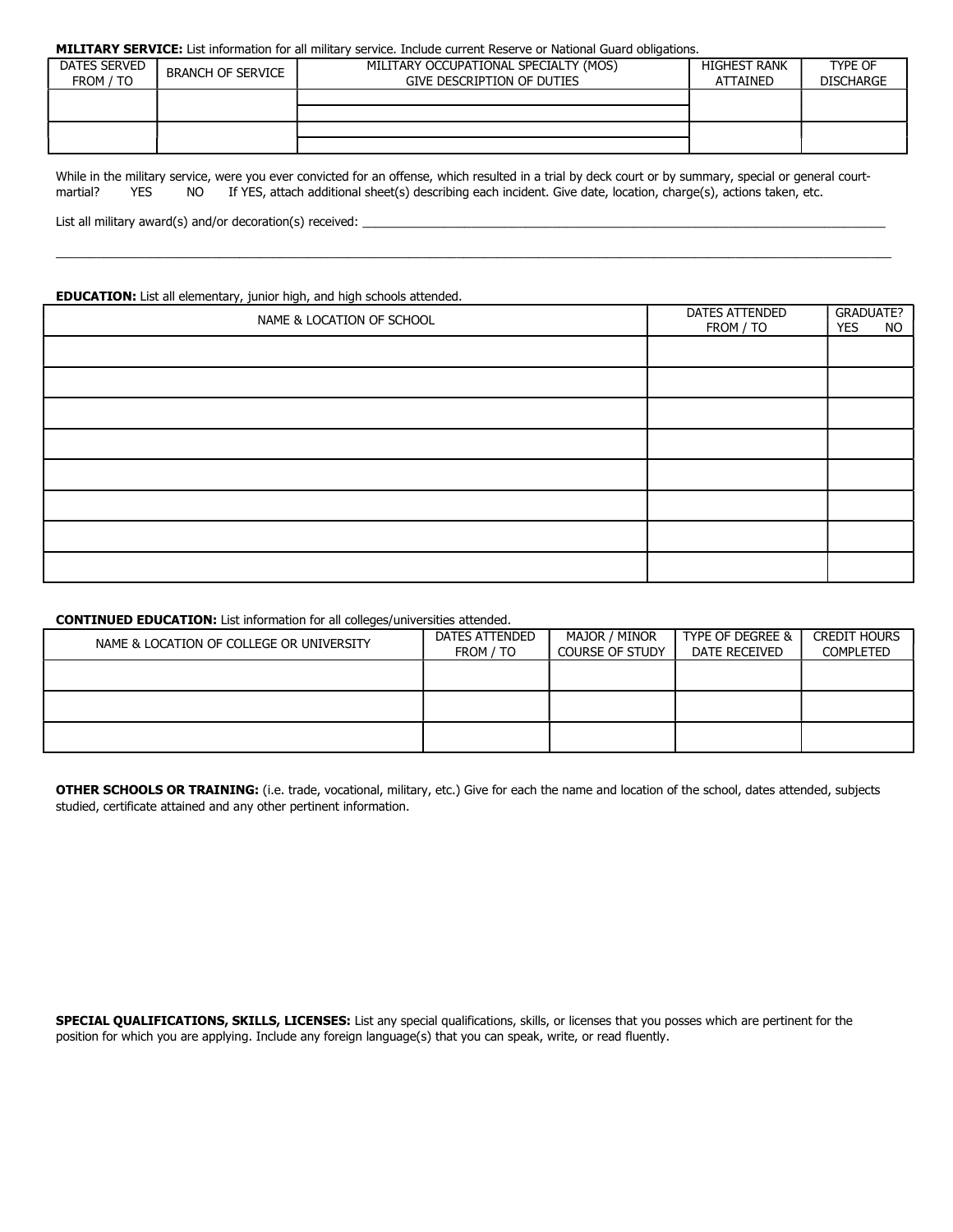**MILITARY SERVICE:** List information for all military service. Include current Reserve or National Guard obligations.

| DATES SERVED FROM / TO | BRANCH OF SERVICE | MILITARY OCCUPATIONAL SPECIALTY (MOS) GIVE DESCRIPTION OF DUTIES | HIGHEST RANK ATTAINED | TYPE OF DISCHARGE |
|---|---|---|---|---|
| | | | | |
| | | | | |

While in the military service, were you ever convicted for an offense, which resulted in a trial by deck court or by summary, special or general court-martial? YES NO If YES, attach additional sheet(s) describing each incident. Give date, location, charge(s), actions taken, etc.

List all military award(s) and/or decoration(s) received: \_\_\_\_\_\_\_\_\_\_\_\_\_\_\_\_\_\_\_\_\_\_\_\_\_\_\_\_\_\_\_\_\_\_\_\_\_\_\_\_

\_\_\_\_\_\_\_\_\_\_\_\_\_\_\_\_\_\_\_\_\_\_\_\_\_\_\_\_\_\_\_\_\_\_\_\_\_\_\_\_\_\_\_\_\_\_\_\_\_\_\_\_\_\_\_\_\_\_\_\_

**EDUCATION:** List all elementary, junior high, and high schools attended.

| NAME & LOCATION OF SCHOOL | DATES ATTENDED FROM / TO | GRADUATE? YES NO |
|---|---|---|
| | | |
| | | |
| | | |
| | | |
| | | |
| | | |
| | | |
| | | |

**CONTINUED EDUCATION:** List information for all colleges/universities attended.

| NAME & LOCATION OF COLLEGE OR UNIVERSITY | DATES ATTENDED FROM / TO | MAJOR / MINOR COURSE OF STUDY | TYPE OF DEGREE & DATE RECEIVED | CREDIT HOURS COMPLETED |
|---|---|---|---|---|
| | | | | |
| | | | | |
| | | | | |

**OTHER SCHOOLS OR TRAINING:** (i.e. trade, vocational, military, etc.) Give for each the name and location of the school, dates attended, subjects studied, certificate attained and any other pertinent information.

**SPECIAL QUALIFICATIONS, SKILLS, LICENSES:** List any special qualifications, skills, or licenses that you posses which are pertinent for the position for which you are applying. Include any foreign language(s) that you can speak, write, or read fluently.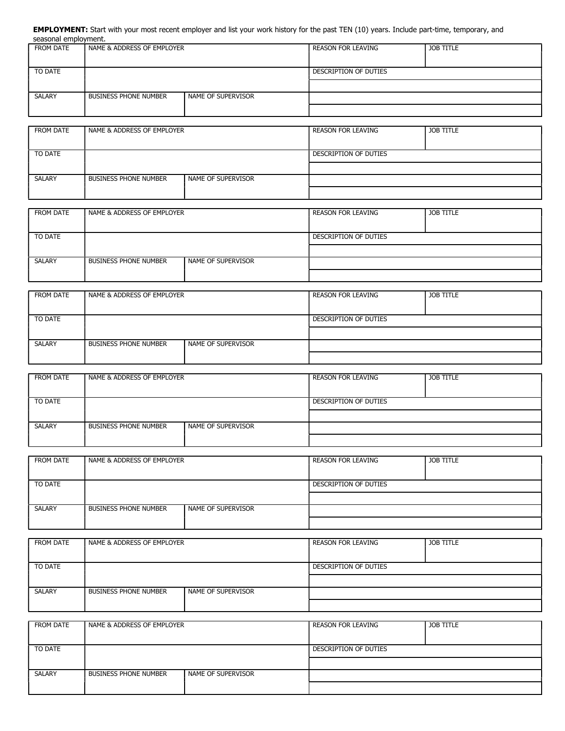**EMPLOYMENT:** Start with your most recent employer and list your work history for the past TEN (10) years. Include part-time, temporary, and seasonal employment.

| FROM DATE | NAME & ADDRESS OF EMPLOYER | | REASON FOR LEAVING | JOB TITLE |
|---|---|---|---|---|
| TO DATE | | | DESCRIPTION OF DUTIES | |
| | | | | |
| SALARY | BUSINESS PHONE NUMBER | NAME OF SUPERVISOR | | |
| | | | | |

| FROM DATE | NAME & ADDRESS OF EMPLOYER | | REASON FOR LEAVING | JOB TITLE |
|---|---|---|---|---|
| TO DATE | | | DESCRIPTION OF DUTIES | |
| | | | | |
| SALARY | BUSINESS PHONE NUMBER | NAME OF SUPERVISOR | | |
| | | | | |

| FROM DATE | NAME & ADDRESS OF EMPLOYER | | REASON FOR LEAVING | JOB TITLE |
|---|---|---|---|---|
| TO DATE | | | DESCRIPTION OF DUTIES | |
| | | | | |
| SALARY | BUSINESS PHONE NUMBER | NAME OF SUPERVISOR | | |
| | | | | |

| FROM DATE | NAME & ADDRESS OF EMPLOYER | | REASON FOR LEAVING | JOB TITLE |
|---|---|---|---|---|
| TO DATE | | | DESCRIPTION OF DUTIES | |
| | | | | |
| SALARY | BUSINESS PHONE NUMBER | NAME OF SUPERVISOR | | |
| | | | | |

| FROM DATE | NAME & ADDRESS OF EMPLOYER | | REASON FOR LEAVING | JOB TITLE |
|---|---|---|---|---|
| TO DATE | | | DESCRIPTION OF DUTIES | |
| | | | | |
| SALARY | BUSINESS PHONE NUMBER | NAME OF SUPERVISOR | | |
| | | | | |

| FROM DATE | NAME & ADDRESS OF EMPLOYER | | REASON FOR LEAVING | JOB TITLE |
|---|---|---|---|---|
| TO DATE | | | DESCRIPTION OF DUTIES | |
| | | | | |
| SALARY | BUSINESS PHONE NUMBER | NAME OF SUPERVISOR | | |
| | | | | |

| FROM DATE | NAME & ADDRESS OF EMPLOYER | | REASON FOR LEAVING | JOB TITLE |
|---|---|---|---|---|
| TO DATE | | | DESCRIPTION OF DUTIES | |
| | | | | |
| SALARY | BUSINESS PHONE NUMBER | NAME OF SUPERVISOR | | |
| | | | | |

| FROM DATE | NAME & ADDRESS OF EMPLOYER | | REASON FOR LEAVING | JOB TITLE |
|---|---|---|---|---|
| TO DATE | | | DESCRIPTION OF DUTIES | |
| | | | | |
| SALARY | BUSINESS PHONE NUMBER | NAME OF SUPERVISOR | | |
| | | | | |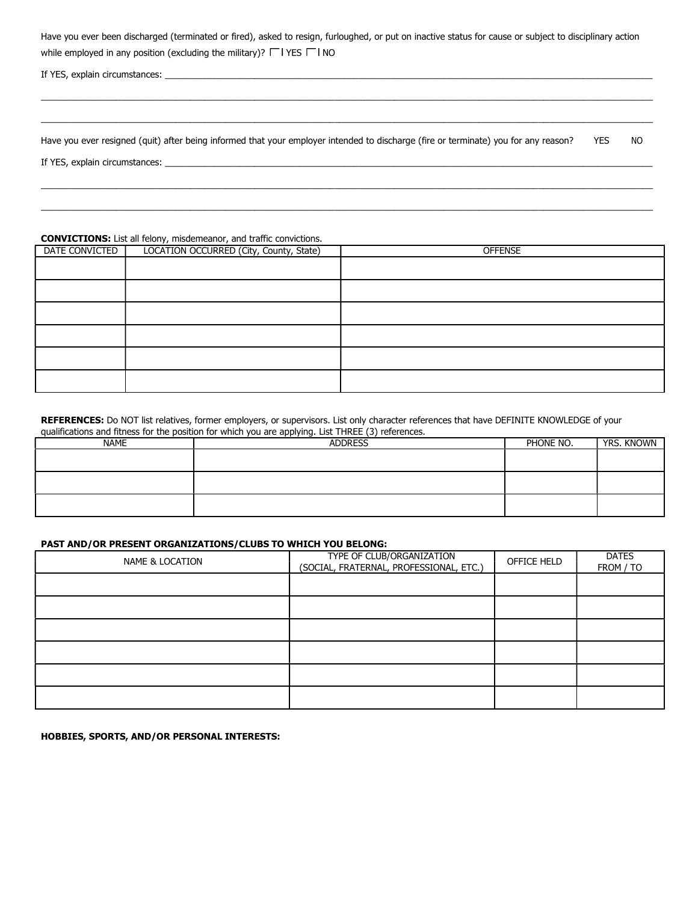Have you ever been discharged (terminated or fired), asked to resign, furloughed, or put on inactive status for cause or subject to disciplinary action while employed in any position (excluding the military)? ☐ YES ☐ NO

If YES, explain circumstances: ____________________________________________________________

____________________________________________________________

____________________________________________________________

Have you ever resigned (quit) after being informed that your employer intended to discharge (fire or terminate) you for any reason? YES NO

If YES, explain circumstances: ____________________________________________________________

____________________________________________________________

____________________________________________________________

**CONVICTIONS:** List all felony, misdemeanor, and traffic convictions.

| DATE CONVICTED | LOCATION OCCURRED (City, County, State) | OFFENSE |
|---|---|---|
| | | |
| | | |
| | | |
| | | |
| | | |
| | | |

**REFERENCES:** Do NOT list relatives, former employers, or supervisors. List only character references that have DEFINITE KNOWLEDGE of your qualifications and fitness for the position for which you are applying. List THREE (3) references.

| NAME | ADDRESS | PHONE NO. | YRS. KNOWN |
|---|---|---|---|
| | | | |
| | | | |
| | | | |

**PAST AND/OR PRESENT ORGANIZATIONS/CLUBS TO WHICH YOU BELONG:**

| NAME & LOCATION | TYPE OF CLUB/ORGANIZATION (SOCIAL, FRATERNAL, PROFESSIONAL, ETC.) | OFFICE HELD | DATES FROM / TO |
|---|---|---|---|
| | | | |
| | | | |
| | | | |
| | | | |
| | | | |
| | | | |

**HOBBIES, SPORTS, AND/OR PERSONAL INTERESTS:**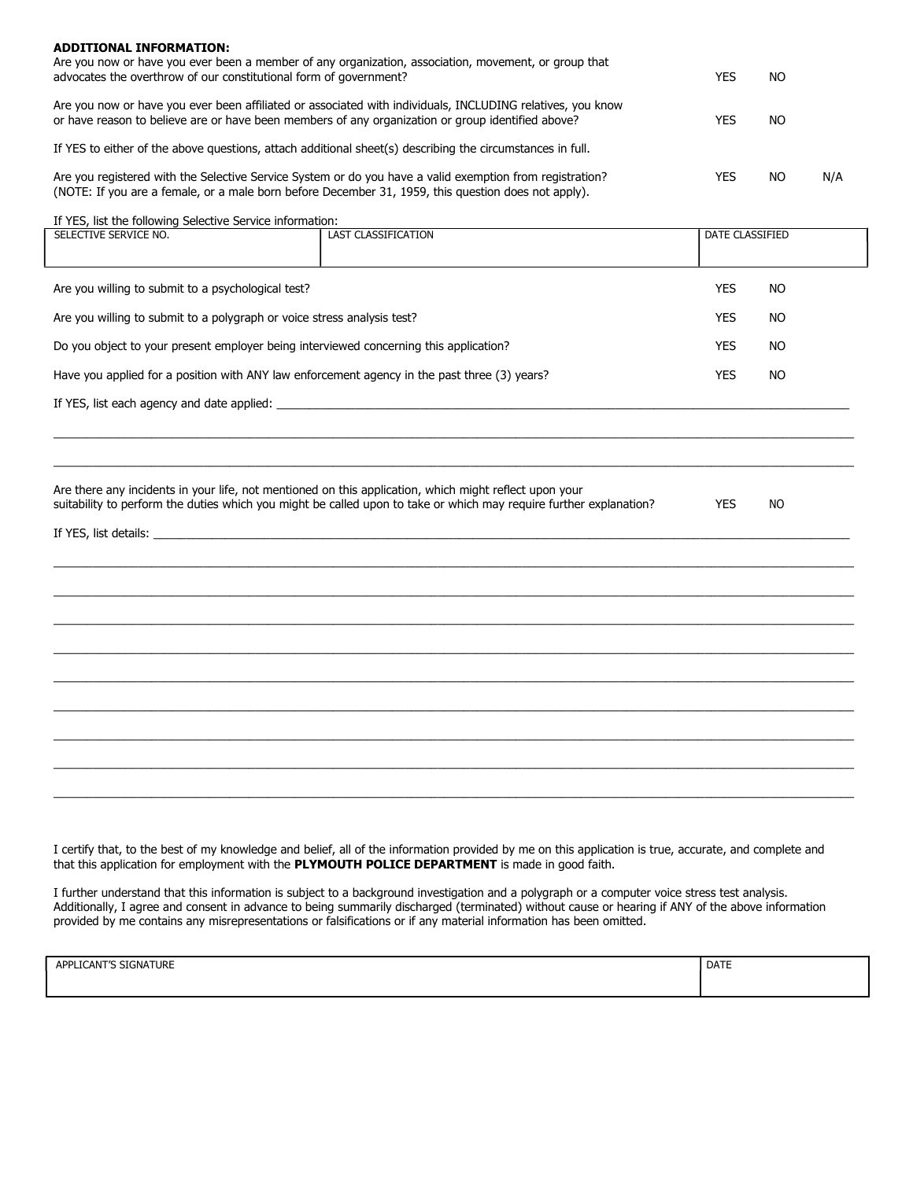**ADDITIONAL INFORMATION:**

Are you now or have you ever been a member of any organization, association, movement, or group that advocates the overthrow of our constitutional form of government? YES NO

Are you now or have you ever been affiliated or associated with individuals, INCLUDING relatives, you know or have reason to believe are or have been members of any organization or group identified above? YES NO

If YES to either of the above questions, attach additional sheet(s) describing the circumstances in full.

Are you registered with the Selective Service System or do you have a valid exemption from registration? YES NO N/A
(NOTE: If you are a female, or a male born before December 31, 1959, this question does not apply).

If YES, list the following Selective Service information:

| SELECTIVE SERVICE NO. | LAST CLASSIFICATION | DATE CLASSIFIED |
|---|---|---|
| | | |

Are you willing to submit to a psychological test? YES NO

Are you willing to submit to a polygraph or voice stress analysis test? YES NO

Do you object to your present employer being interviewed concerning this application? YES NO

Have you applied for a position with ANY law enforcement agency in the past three (3) years? YES NO

If YES, list each agency and date applied: ______________________________________________

______________________________________________

______________________________________________

Are there any incidents in your life, not mentioned on this application, which might reflect upon your suitability to perform the duties which you might be called upon to take or which may require further explanation? YES NO

If YES, list details: ______________________________________________

______________________________________________

______________________________________________

______________________________________________

______________________________________________

______________________________________________

______________________________________________

______________________________________________

______________________________________________

______________________________________________

I certify that, to the best of my knowledge and belief, all of the information provided by me on this application is true, accurate, and complete and that this application for employment with the **PLYMOUTH POLICE DEPARTMENT** is made in good faith.

I further understand that this information is subject to a background investigation and a polygraph or a computer voice stress test analysis. Additionally, I agree and consent in advance to being summarily discharged (terminated) without cause or hearing if ANY of the above information provided by me contains any misrepresentations or falsifications or if any material information has been omitted.

| APPLICANT'S SIGNATURE | DATE |
|---|---|
| | |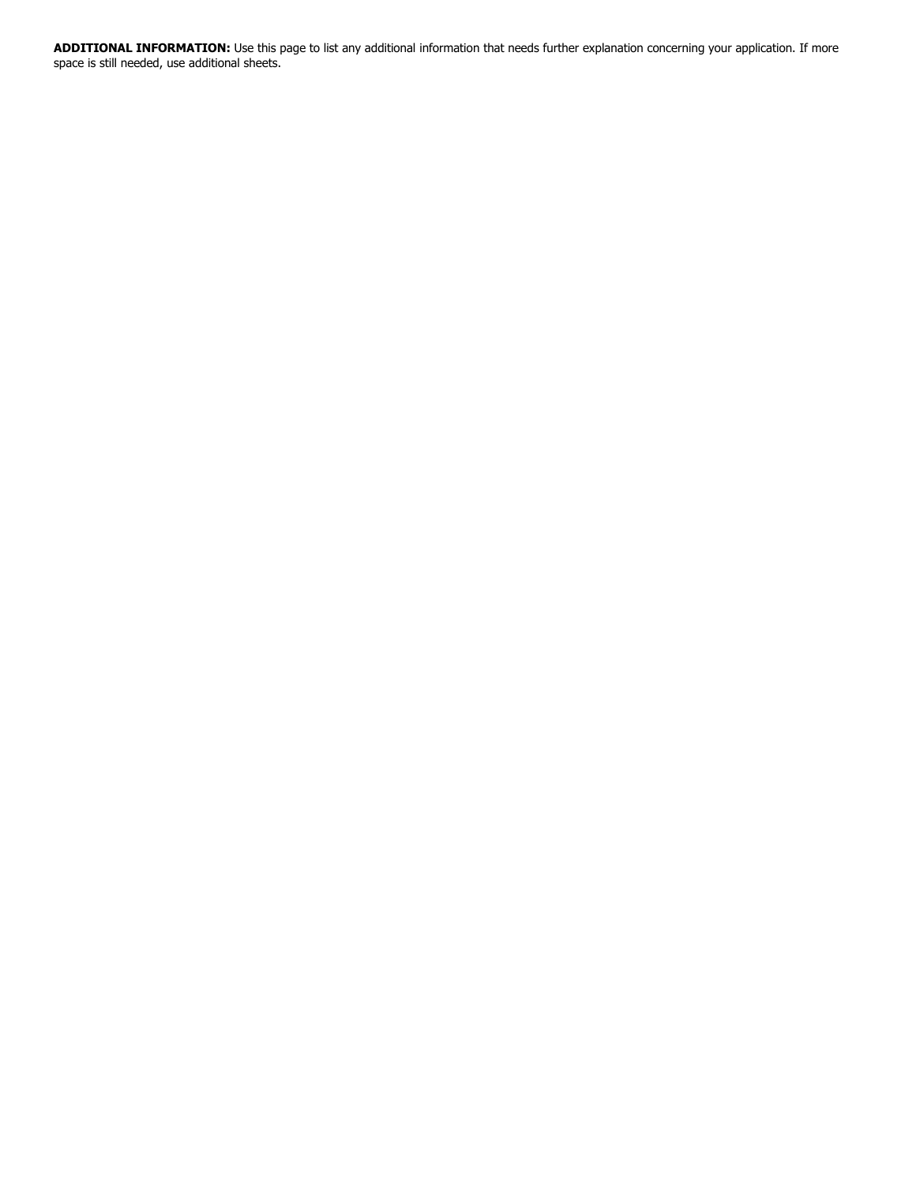**ADDITIONAL INFORMATION:** Use this page to list any additional information that needs further explanation concerning your application. If more space is still needed, use additional sheets.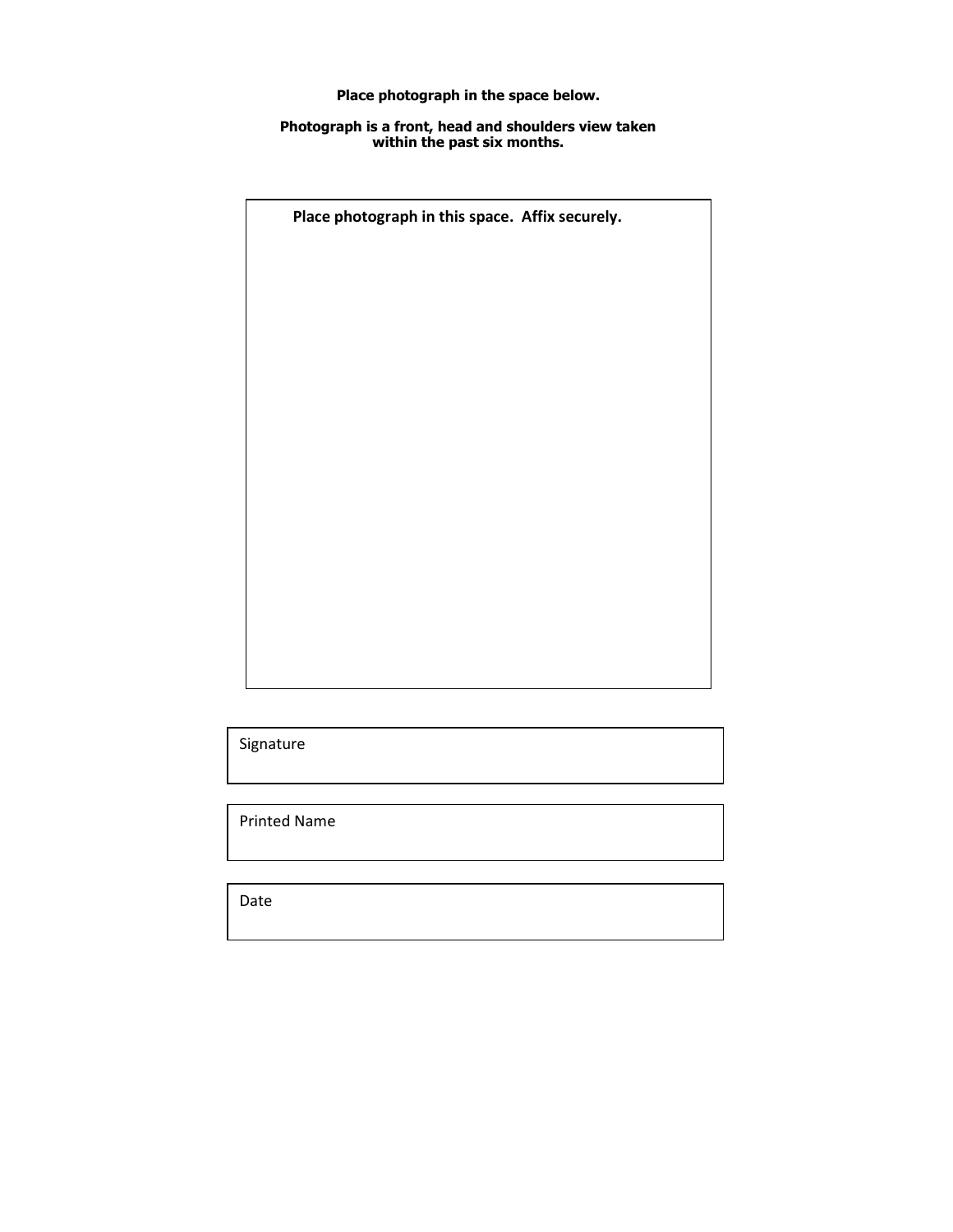**Place photograph in the space below.**

**Photograph is a front, head and shoulders view taken within the past six months.**

**Place photograph in this space. Affix securely.**

Signature

Printed Name

Date